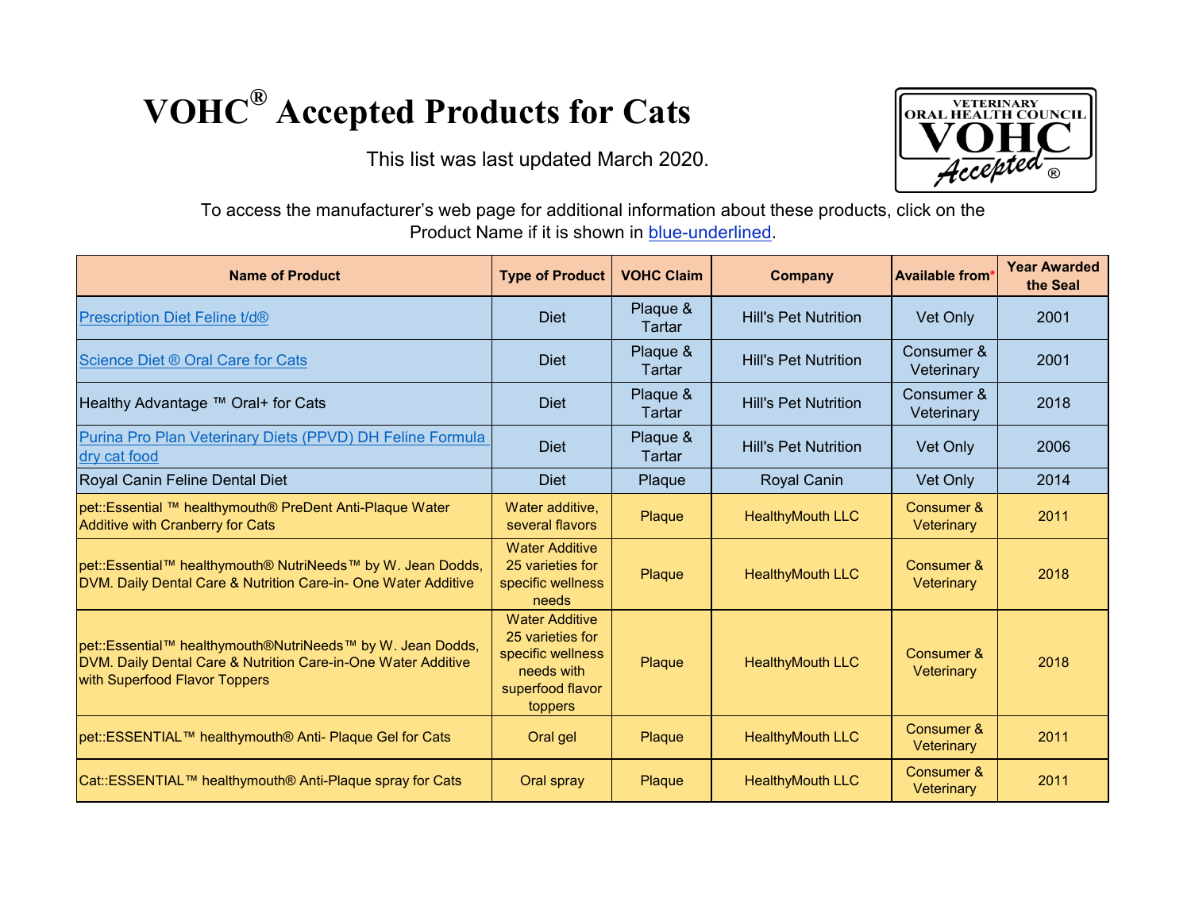# VOHC® Accepted Products for Cats

This list was last updated March 2020.

To access the manufacturer's web page for additional information about these products, click on the Product Name if it is shown in blue-underlined.

| Name of Product | Type of Product | VOHC Claim | Company | Available from* | Year Awarded the Seal |
|---|---|---|---|---|---|
| Prescription Diet Feline t/d® | Diet | Plaque & Tartar | Hill's Pet Nutrition | Vet Only | 2001 |
| Science Diet ® Oral Care for Cats | Diet | Plaque & Tartar | Hill's Pet Nutrition | Consumer & Veterinary | 2001 |
| Healthy Advantage ™ Oral+ for Cats | Diet | Plaque & Tartar | Hill's Pet Nutrition | Consumer & Veterinary | 2018 |
| Purina Pro Plan Veterinary Diets (PPVD) DH Feline Formula dry cat food | Diet | Plaque & Tartar | Hill's Pet Nutrition | Vet Only | 2006 |
| Royal Canin Feline Dental Diet | Diet | Plaque | Royal Canin | Vet Only | 2014 |
| pet::Essential ™ healthymouth® PreDent Anti-Plaque Water Additive with Cranberry for Cats | Water additive, several flavors | Plaque | HealthyMouth LLC | Consumer & Veterinary | 2011 |
| pet::Essential™ healthymouth® NutriNeeds™ by W. Jean Dodds, DVM. Daily Dental Care & Nutrition Care-in- One Water Additive | Water Additive 25 varieties for specific wellness needs | Plaque | HealthyMouth LLC | Consumer & Veterinary | 2018 |
| pet::Essential™ healthymouth®NutriNeeds™ by W. Jean Dodds, DVM. Daily Dental Care & Nutrition Care-in-One Water Additive with Superfood Flavor Toppers | Water Additive 25 varieties for specific wellness needs with superfood flavor toppers | Plaque | HealthyMouth LLC | Consumer & Veterinary | 2018 |
| pet::ESSENTIAL™ healthymouth® Anti- Plaque Gel for Cats | Oral gel | Plaque | HealthyMouth LLC | Consumer & Veterinary | 2011 |
| Cat::ESSENTIAL™ healthymouth® Anti-Plaque spray for Cats | Oral spray | Plaque | HealthyMouth LLC | Consumer & Veterinary | 2011 |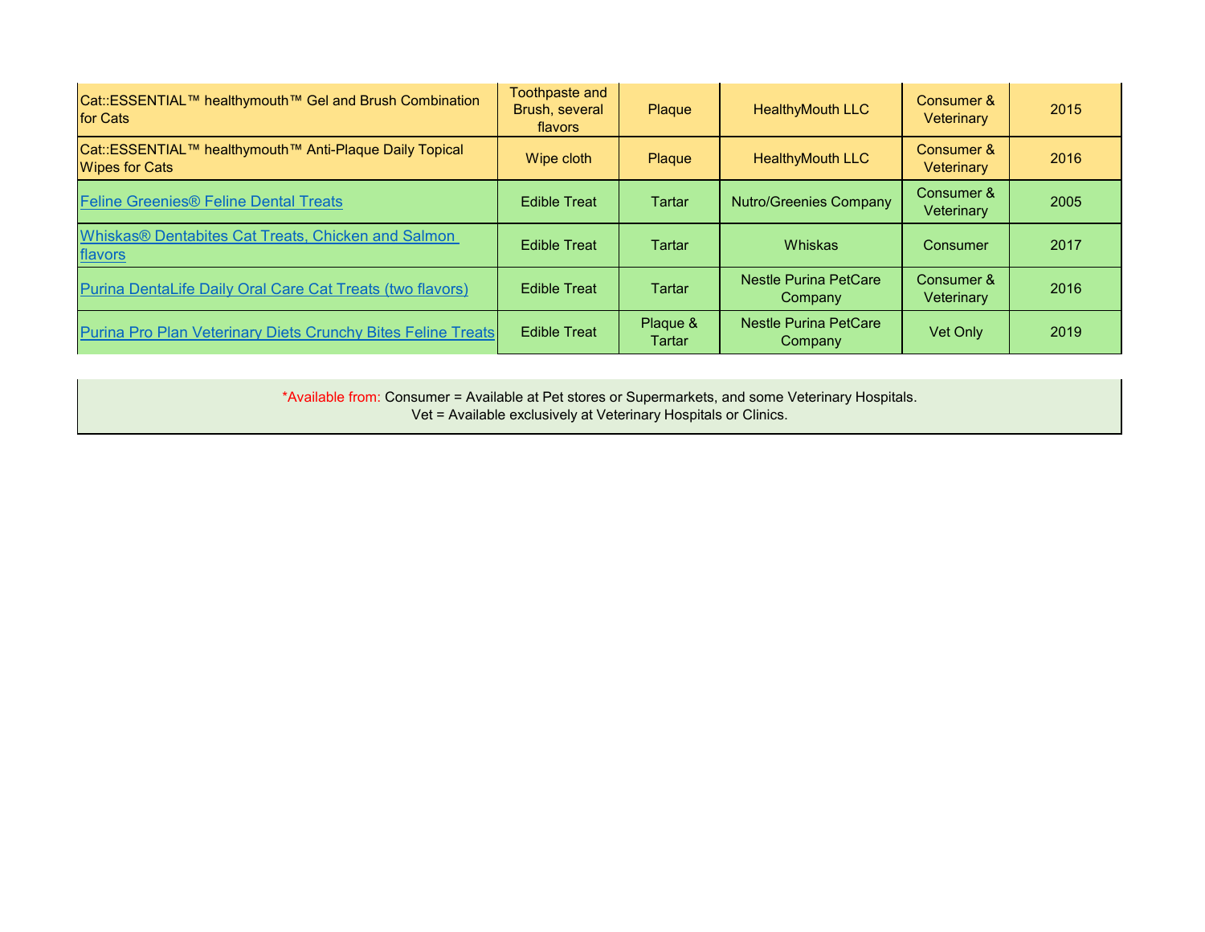| | | | | | |
|---|---|---|---|---|---|
| Cat::ESSENTIAL™ healthymouth™ Gel and Brush Combination for Cats | Toothpaste and Brush, several flavors | Plaque | HealthyMouth LLC | Consumer & Veterinary | 2015 |
| Cat::ESSENTIAL™ healthymouth™ Anti-Plaque Daily Topical Wipes for Cats | Wipe cloth | Plaque | HealthyMouth LLC | Consumer & Veterinary | 2016 |
| Feline Greenies® Feline Dental Treats | Edible Treat | Tartar | Nutro/Greenies Company | Consumer & Veterinary | 2005 |
| Whiskas® Dentabites Cat Treats, Chicken and Salmon flavors | Edible Treat | Tartar | Whiskas | Consumer | 2017 |
| Purina DentaLife Daily Oral Care Cat Treats (two flavors) | Edible Treat | Tartar | Nestle Purina PetCare Company | Consumer & Veterinary | 2016 |
| Purina Pro Plan Veterinary Diets Crunchy Bites Feline Treats | Edible Treat | Plaque & Tartar | Nestle Purina PetCare Company | Vet Only | 2019 |

*Available from: Consumer = Available at Pet stores or Supermarkets, and some Veterinary Hospitals.
Vet = Available exclusively at Veterinary Hospitals or Clinics.